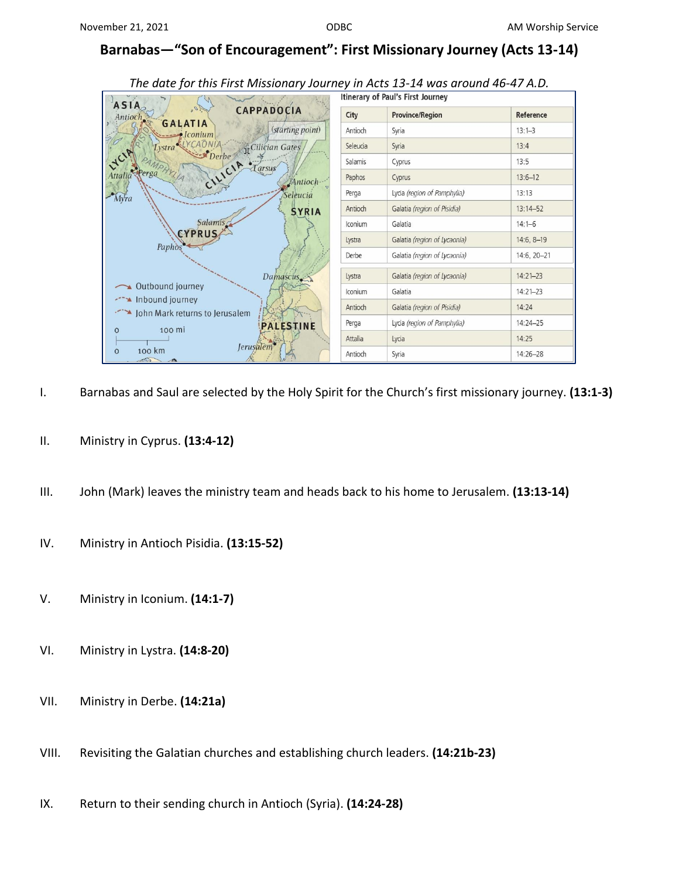November 21, 2021 ODBC AM Worship Service

# Barnabas—"Son of Encouragement": First Missionary Journey (Acts 13-14)

*The date for this First Missionary Journey in Acts 13-14 was around 46-47 A.D.*

**Itinerary of Paul's First Journey**

| City | Province/Region | Reference |
|---|---|---|
| Antioch | Syria | 13:1–3 |
| Seleucia | Syria | 13:4 |
| Salamis | Cyprus | 13:5 |
| Paphos | Cyprus | 13:6–12 |
| Perga | Lycia *(region of Pamphylia)* | 13:13 |
| Antioch | Galatia *(region of Pisidia)* | 13:14–52 |
| Iconium | Galatia | 14:1–6 |
| Lystra | Galatia *(region of Lycaonia)* | 14:6, 8–19 |
| Derbe | Galatia *(region of Lycaonia)* | 14:6, 20–21 |
| Lystra | Galatia *(region of Lycaonia)* | 14:21–23 |
| Iconium | Galatia | 14:21–23 |
| Antioch | Galatia *(region of Pisidia)* | 14:24 |
| Perga | Lycia *(region of Pamphylia)* | 14:24–25 |
| Attalia | Lycia | 14:25 |
| Antioch | Syria | 14:26–28 |

I. Barnabas and Saul are selected by the Holy Spirit for the Church's first missionary journey. **(13:1-3)**

II. Ministry in Cyprus. **(13:4-12)**

III. John (Mark) leaves the ministry team and heads back to his home to Jerusalem. **(13:13-14)**

IV. Ministry in Antioch Pisidia. **(13:15-52)**

V. Ministry in Iconium. **(14:1-7)**

VI. Ministry in Lystra. **(14:8-20)**

VII. Ministry in Derbe. **(14:21a)**

VIII. Revisiting the Galatian churches and establishing church leaders. **(14:21b-23)**

IX. Return to their sending church in Antioch (Syria). **(14:24-28)**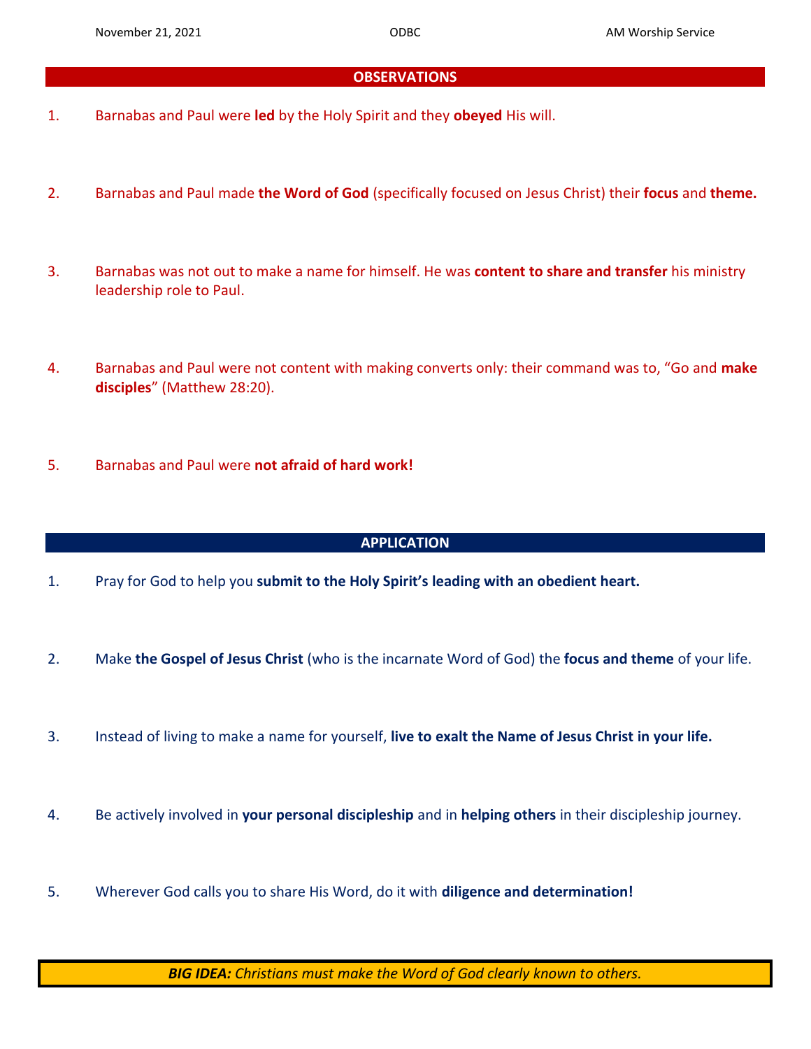## OBSERVATIONS

1. Barnabas and Paul were **led** by the Holy Spirit and they **obeyed** His will.

2. Barnabas and Paul made **the Word of God** (specifically focused on Jesus Christ) their **focus** and **theme.**

3. Barnabas was not out to make a name for himself. He was **content to share and transfer** his ministry leadership role to Paul.

4. Barnabas and Paul were not content with making converts only: their command was to, "Go and **make disciples**" (Matthew 28:20).

5. Barnabas and Paul were **not afraid of hard work!**

## APPLICATION

1. Pray for God to help you **submit to the Holy Spirit's leading with an obedient heart.**

2. Make **the Gospel of Jesus Christ** (who is the incarnate Word of God) the **focus and theme** of your life.

3. Instead of living to make a name for yourself, **live to exalt the Name of Jesus Christ in your life.**

4. Be actively involved in **your personal discipleship** and in **helping others** in their discipleship journey.

5. Wherever God calls you to share His Word, do it with **diligence and determination!**

***BIG IDEA:*** *Christians must make the Word of God clearly known to others.*